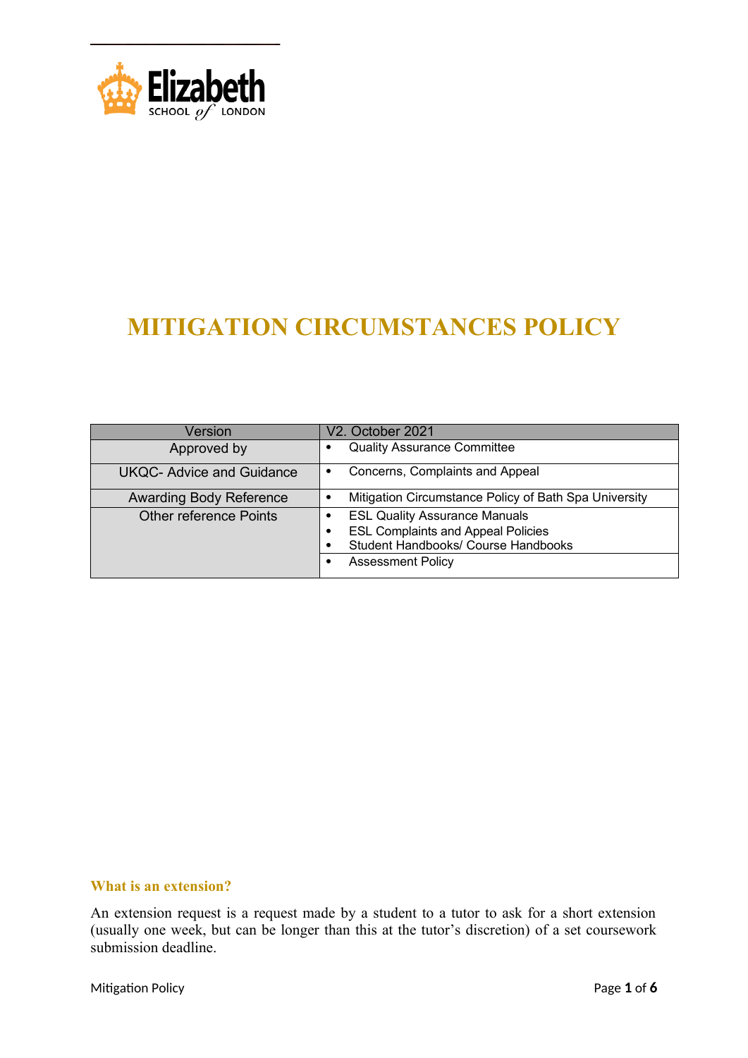Elizabeth SCHOOL of LONDON

# MITIGATION CIRCUMSTANCES POLICY

| Version | V2. October 2021 |
|---|---|
| Approved by | • Quality Assurance Committee |
| UKQC- Advice and Guidance | • Concerns, Complaints and Appeal |
| Awarding Body Reference | • Mitigation Circumstance Policy of Bath Spa University |
| Other reference Points | • ESL Quality Assurance Manuals<br>• ESL Complaints and Appeal Policies<br>• Student Handbooks/ Course Handbooks |
| | • Assessment Policy |

### What is an extension?

An extension request is a request made by a student to a tutor to ask for a short extension (usually one week, but can be longer than this at the tutor's discretion) of a set coursework submission deadline.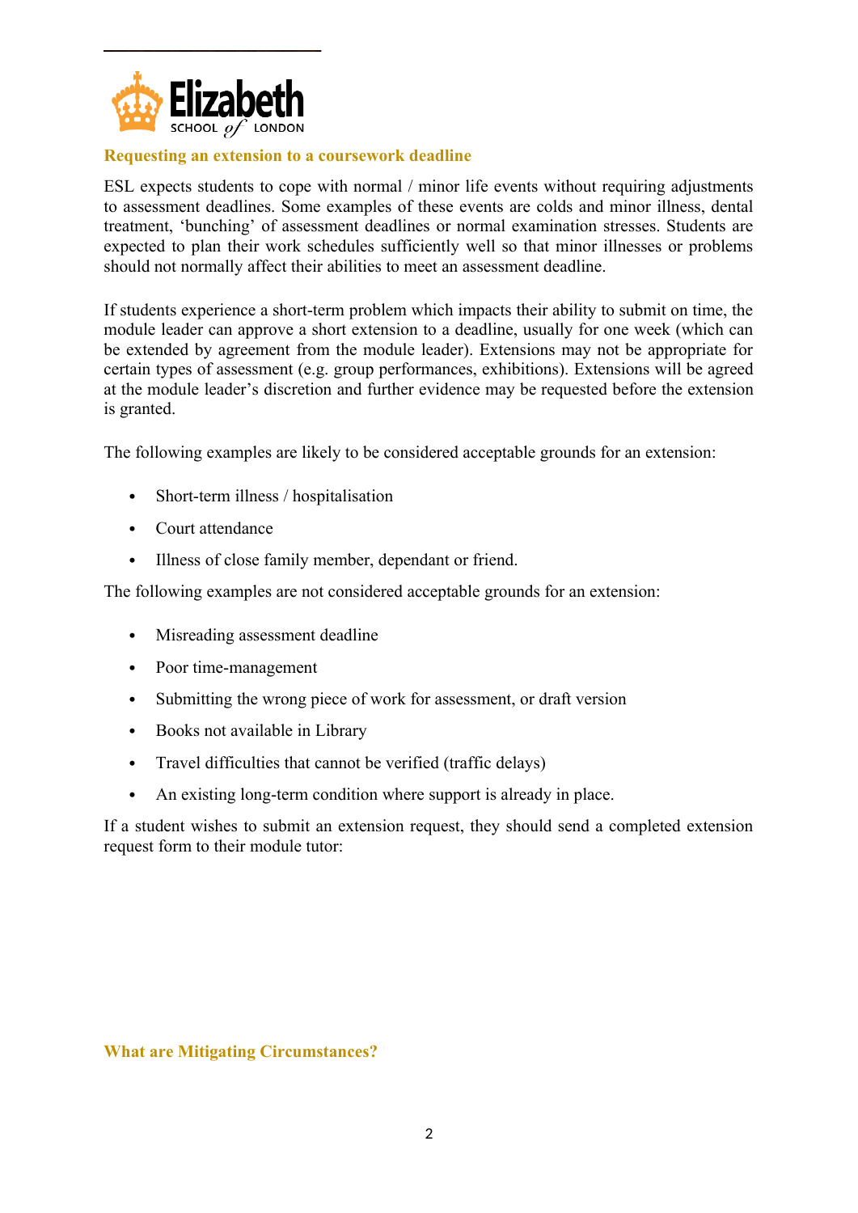## Requesting an extension to a coursework deadline

ESL expects students to cope with normal / minor life events without requiring adjustments to assessment deadlines. Some examples of these events are colds and minor illness, dental treatment, 'bunching' of assessment deadlines or normal examination stresses. Students are expected to plan their work schedules sufficiently well so that minor illnesses or problems should not normally affect their abilities to meet an assessment deadline.

If students experience a short-term problem which impacts their ability to submit on time, the module leader can approve a short extension to a deadline, usually for one week (which can be extended by agreement from the module leader). Extensions may not be appropriate for certain types of assessment (e.g. group performances, exhibitions). Extensions will be agreed at the module leader's discretion and further evidence may be requested before the extension is granted.

The following examples are likely to be considered acceptable grounds for an extension:

- Short-term illness / hospitalisation
- Court attendance
- Illness of close family member, dependant or friend.

The following examples are not considered acceptable grounds for an extension:

- Misreading assessment deadline
- Poor time-management
- Submitting the wrong piece of work for assessment, or draft version
- Books not available in Library
- Travel difficulties that cannot be verified (traffic delays)
- An existing long-term condition where support is already in place.

If a student wishes to submit an extension request, they should send a completed extension request form to their module tutor:

## What are Mitigating Circumstances?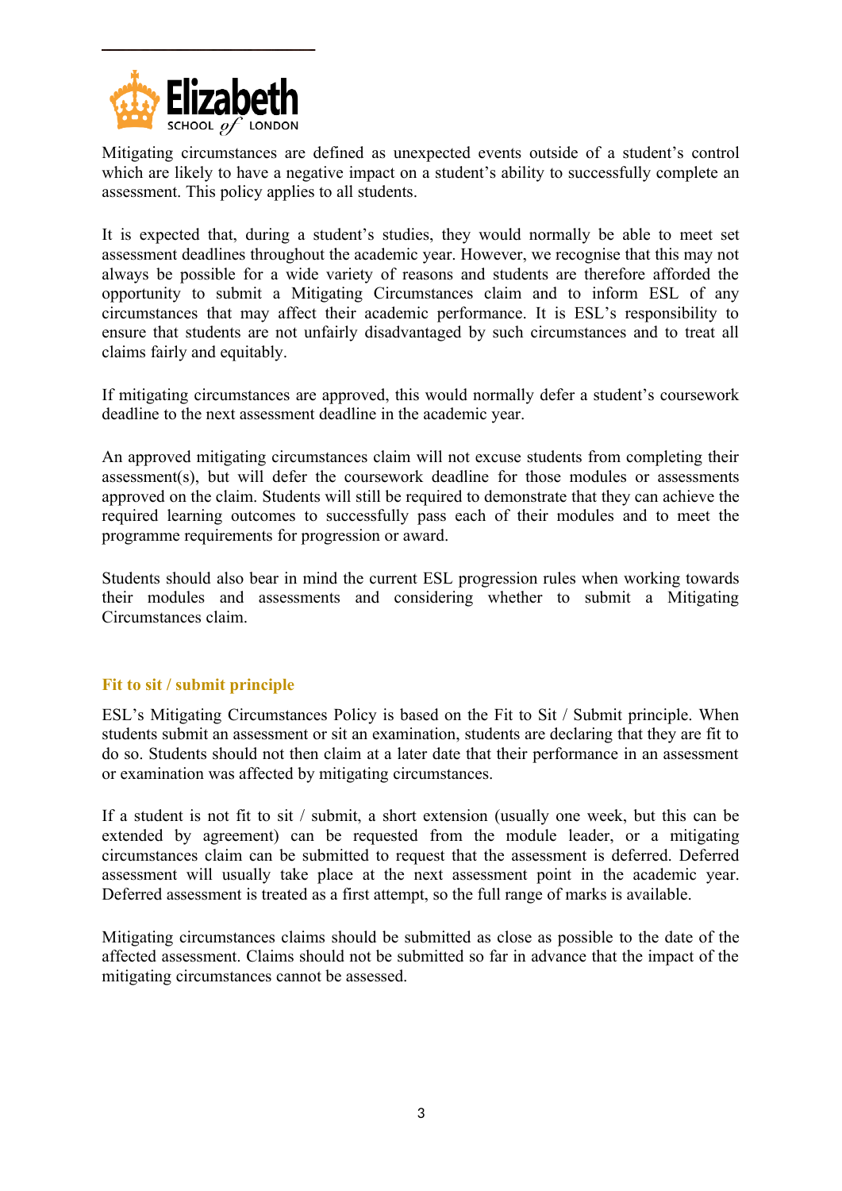Mitigating circumstances are defined as unexpected events outside of a student's control which are likely to have a negative impact on a student's ability to successfully complete an assessment. This policy applies to all students.

It is expected that, during a student's studies, they would normally be able to meet set assessment deadlines throughout the academic year. However, we recognise that this may not always be possible for a wide variety of reasons and students are therefore afforded the opportunity to submit a Mitigating Circumstances claim and to inform ESL of any circumstances that may affect their academic performance. It is ESL's responsibility to ensure that students are not unfairly disadvantaged by such circumstances and to treat all claims fairly and equitably.

If mitigating circumstances are approved, this would normally defer a student's coursework deadline to the next assessment deadline in the academic year.

An approved mitigating circumstances claim will not excuse students from completing their assessment(s), but will defer the coursework deadline for those modules or assessments approved on the claim. Students will still be required to demonstrate that they can achieve the required learning outcomes to successfully pass each of their modules and to meet the programme requirements for progression or award.

Students should also bear in mind the current ESL progression rules when working towards their modules and assessments and considering whether to submit a Mitigating Circumstances claim.

## Fit to sit / submit principle

ESL's Mitigating Circumstances Policy is based on the Fit to Sit / Submit principle. When students submit an assessment or sit an examination, students are declaring that they are fit to do so. Students should not then claim at a later date that their performance in an assessment or examination was affected by mitigating circumstances.

If a student is not fit to sit / submit, a short extension (usually one week, but this can be extended by agreement) can be requested from the module leader, or a mitigating circumstances claim can be submitted to request that the assessment is deferred. Deferred assessment will usually take place at the next assessment point in the academic year. Deferred assessment is treated as a first attempt, so the full range of marks is available.

Mitigating circumstances claims should be submitted as close as possible to the date of the affected assessment. Claims should not be submitted so far in advance that the impact of the mitigating circumstances cannot be assessed.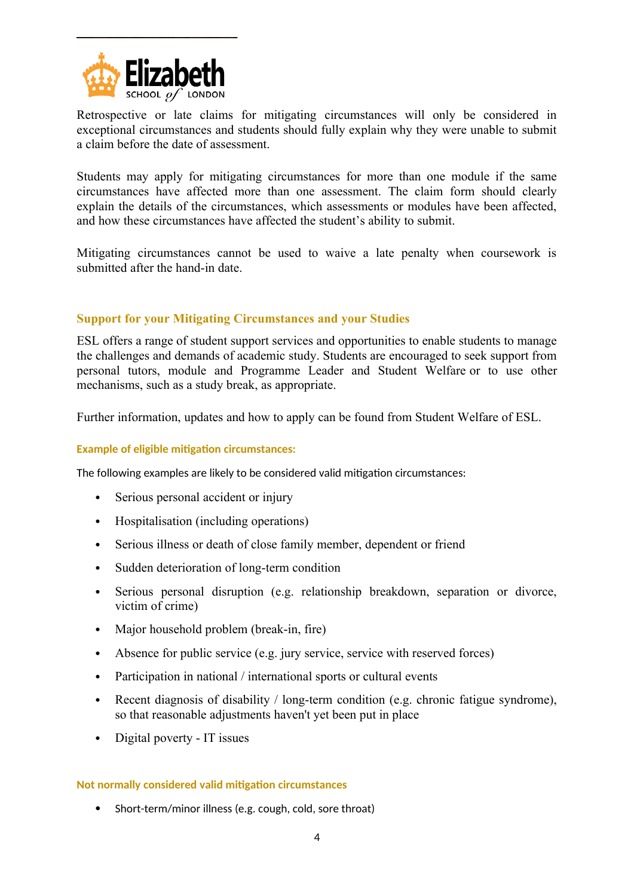Retrospective or late claims for mitigating circumstances will only be considered in exceptional circumstances and students should fully explain why they were unable to submit a claim before the date of assessment.

Students may apply for mitigating circumstances for more than one module if the same circumstances have affected more than one assessment. The claim form should clearly explain the details of the circumstances, which assessments or modules have been affected, and how these circumstances have affected the student's ability to submit.

Mitigating circumstances cannot be used to waive a late penalty when coursework is submitted after the hand-in date.

## Support for your Mitigating Circumstances and your Studies

ESL offers a range of student support services and opportunities to enable students to manage the challenges and demands of academic study. Students are encouraged to seek support from personal tutors, module and Programme Leader and Student Welfare or to use other mechanisms, such as a study break, as appropriate.

Further information, updates and how to apply can be found from Student Welfare of ESL.

### Example of eligible mitigation circumstances:

The following examples are likely to be considered valid mitigation circumstances:

- Serious personal accident or injury
- Hospitalisation (including operations)
- Serious illness or death of close family member, dependent or friend
- Sudden deterioration of long-term condition
- Serious personal disruption (e.g. relationship breakdown, separation or divorce, victim of crime)
- Major household problem (break-in, fire)
- Absence for public service (e.g. jury service, service with reserved forces)
- Participation in national / international sports or cultural events
- Recent diagnosis of disability / long-term condition (e.g. chronic fatigue syndrome), so that reasonable adjustments haven't yet been put in place
- Digital poverty - IT issues

### Not normally considered valid mitigation circumstances

- Short-term/minor illness (e.g. cough, cold, sore throat)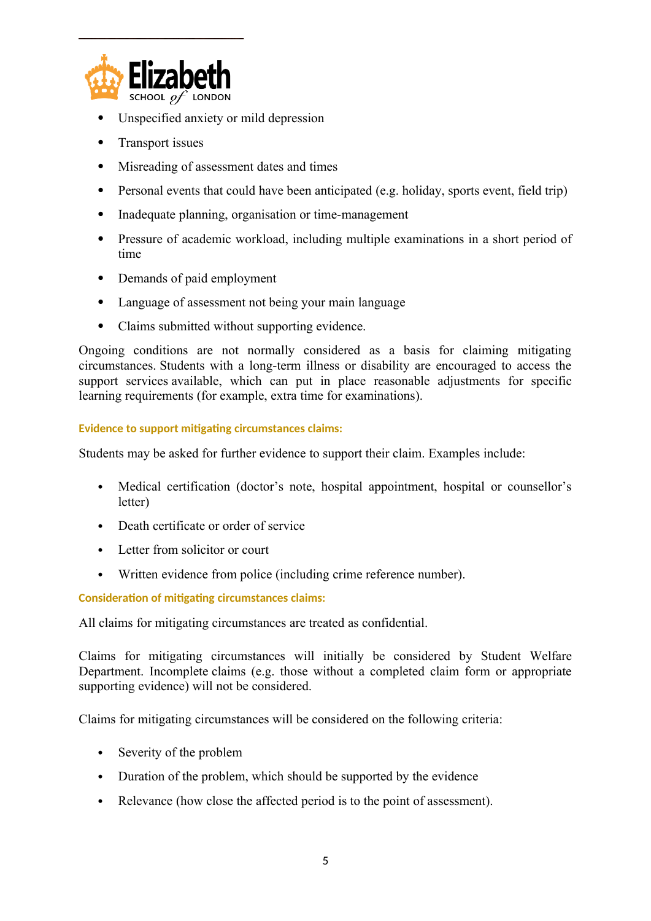- Unspecified anxiety or mild depression
- Transport issues
- Misreading of assessment dates and times
- Personal events that could have been anticipated (e.g. holiday, sports event, field trip)
- Inadequate planning, organisation or time-management
- Pressure of academic workload, including multiple examinations in a short period of time
- Demands of paid employment
- Language of assessment not being your main language
- Claims submitted without supporting evidence.

Ongoing conditions are not normally considered as a basis for claiming mitigating circumstances. Students with a long-term illness or disability are encouraged to access the support services available, which can put in place reasonable adjustments for specific learning requirements (for example, extra time for examinations).

#### Evidence to support mitigating circumstances claims:

Students may be asked for further evidence to support their claim. Examples include:

- Medical certification (doctor's note, hospital appointment, hospital or counsellor's letter)
- Death certificate or order of service
- Letter from solicitor or court
- Written evidence from police (including crime reference number).

#### Consideration of mitigating circumstances claims:

All claims for mitigating circumstances are treated as confidential.

Claims for mitigating circumstances will initially be considered by Student Welfare Department. Incomplete claims (e.g. those without a completed claim form or appropriate supporting evidence) will not be considered.

Claims for mitigating circumstances will be considered on the following criteria:

- Severity of the problem
- Duration of the problem, which should be supported by the evidence
- Relevance (how close the affected period is to the point of assessment).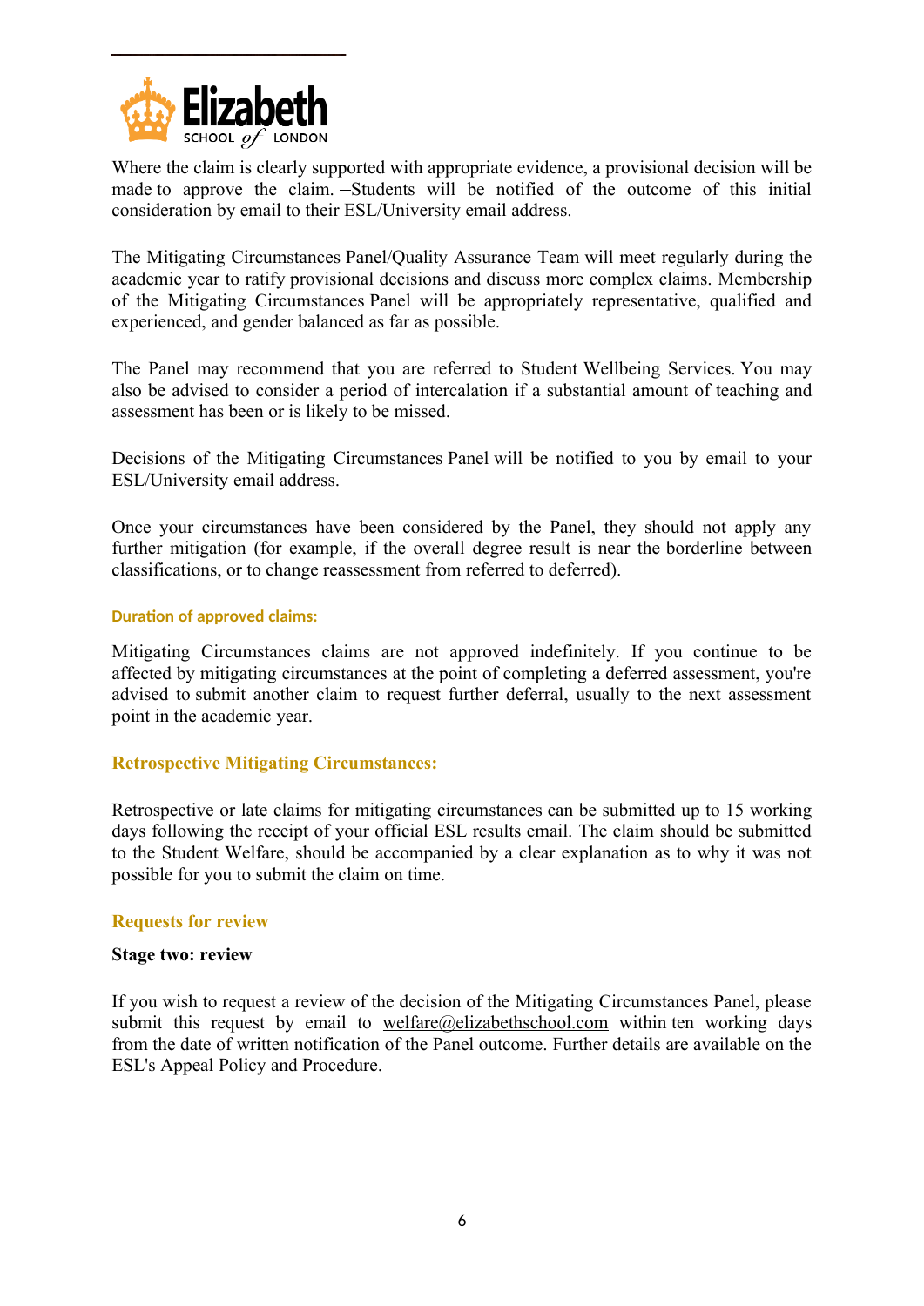Where the claim is clearly supported with appropriate evidence, a provisional decision will be made to approve the claim. –Students will be notified of the outcome of this initial consideration by email to their ESL/University email address.

The Mitigating Circumstances Panel/Quality Assurance Team will meet regularly during the academic year to ratify provisional decisions and discuss more complex claims. Membership of the Mitigating Circumstances Panel will be appropriately representative, qualified and experienced, and gender balanced as far as possible.

The Panel may recommend that you are referred to Student Wellbeing Services. You may also be advised to consider a period of intercalation if a substantial amount of teaching and assessment has been or is likely to be missed.

Decisions of the Mitigating Circumstances Panel will be notified to you by email to your ESL/University email address.

Once your circumstances have been considered by the Panel, they should not apply any further mitigation (for example, if the overall degree result is near the borderline between classifications, or to change reassessment from referred to deferred).

#### Duration of approved claims:

Mitigating Circumstances claims are not approved indefinitely. If you continue to be affected by mitigating circumstances at the point of completing a deferred assessment, you're advised to submit another claim to request further deferral, usually to the next assessment point in the academic year.

### Retrospective Mitigating Circumstances:

Retrospective or late claims for mitigating circumstances can be submitted up to 15 working days following the receipt of your official ESL results email. The claim should be submitted to the Student Welfare, should be accompanied by a clear explanation as to why it was not possible for you to submit the claim on time.

### Requests for review

**Stage two: review**

If you wish to request a review of the decision of the Mitigating Circumstances Panel, please submit this request by email to welfare@elizabethschool.com within ten working days from the date of written notification of the Panel outcome. Further details are available on the ESL's Appeal Policy and Procedure.